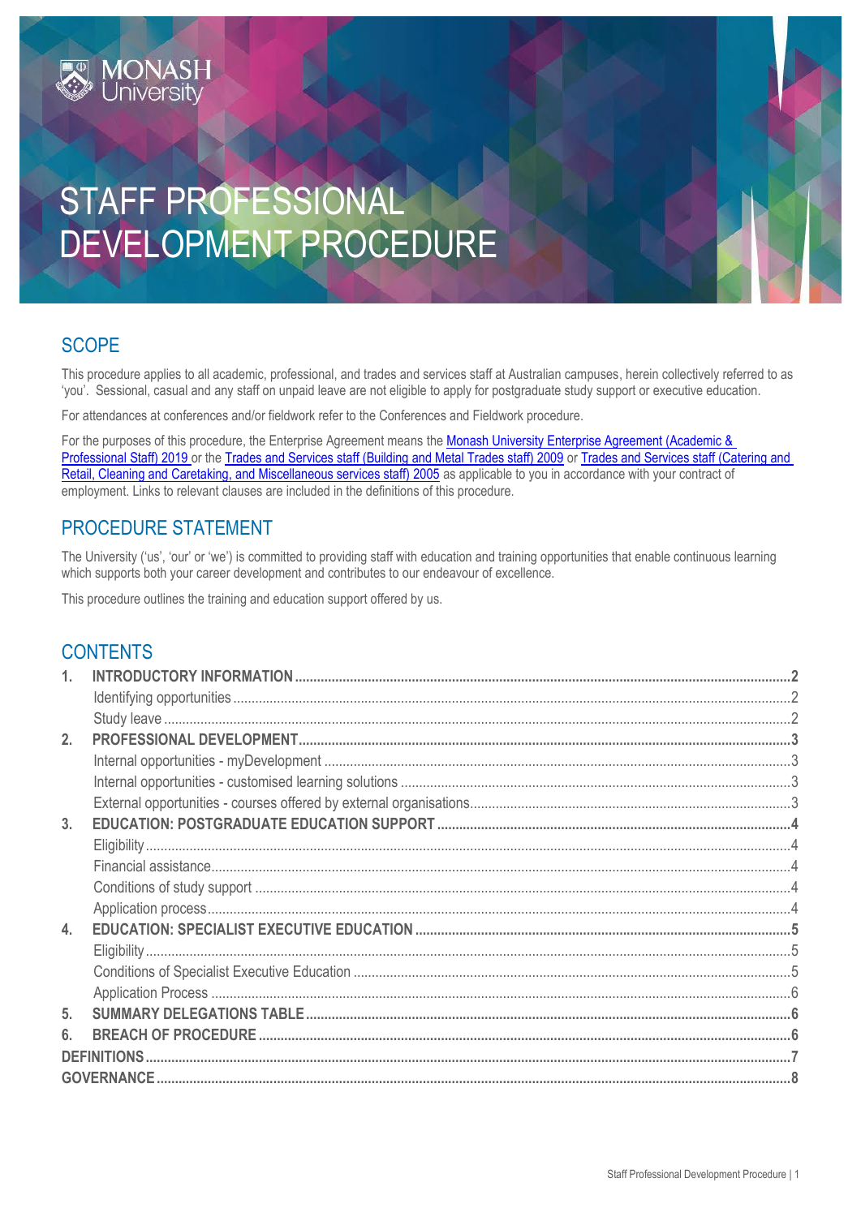# STAFF PROFESSIONAL DEVELOPMENT PROCEDURE

## SCOPE

This procedure applies to all academic, professional, and trades and services staff at Australian campuses, herein collectively referred to as 'you'. Sessional, casual and any staff on unpaid leave are not eligible to apply for postgraduate study support or executive education.

For attendances at conferences and/or fieldwork refer to the Conferences and Fieldwork procedure.

For the purposes of this procedure, the Enterprise Agreement means the Monash University Enterprise Agreement (Academic & Professional Staff) 2019 or the Trades and Services staff (Building and Metal Trades staff) 2009 or Trades and Services staff (Catering and Retail, Cleaning and Caretaking, and Miscellaneous services staff) 2005 as applicable to you in accordance with your contract of employment. Links to relevant clauses are included in the definitions of this procedure.

## PROCEDURE STATEMENT

The University ('us', 'our' or 'we') is committed to providing staff with education and training opportunities that enable continuous learning which supports both your career development and contributes to our endeavour of excellence.

This procedure outlines the training and education support offered by us.

## CONTENTS

1. **INTRODUCTORY INFORMATION** ..... 2
   - Identifying opportunities ..... 2
   - Study leave ..... 2
2. **PROFESSIONAL DEVELOPMENT** ..... 3
   - Internal opportunities - myDevelopment ..... 3
   - Internal opportunities - customised learning solutions ..... 3
   - External opportunities - courses offered by external organisations ..... 3
3. **EDUCATION: POSTGRADUATE EDUCATION SUPPORT** ..... 4
   - Eligibility ..... 4
   - Financial assistance ..... 4
   - Conditions of study support ..... 4
   - Application process ..... 4
4. **EDUCATION: SPECIALIST EXECUTIVE EDUCATION** ..... 5
   - Eligibility ..... 5
   - Conditions of Specialist Executive Education ..... 5
   - Application Process ..... 6
5. **SUMMARY DELEGATIONS TABLE** ..... 6
6. **BREACH OF PROCEDURE** ..... 6

**DEFINITIONS** ..... 7

**GOVERNANCE** ..... 8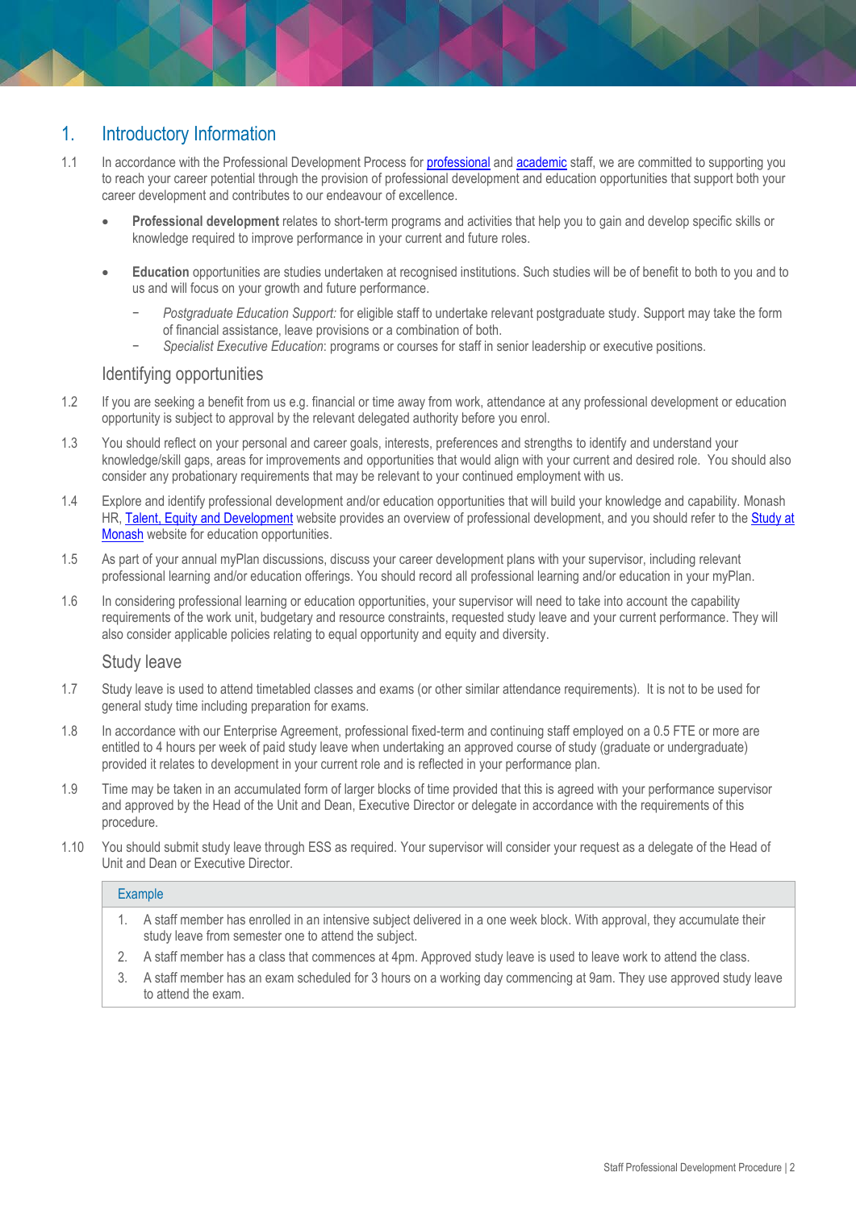## 1. Introductory Information

1.1 In accordance with the Professional Development Process for [professional](#) and [academic](#) staff, we are committed to supporting you to reach your career potential through the provision of professional development and education opportunities that support both your career development and contributes to our endeavour of excellence.

- **Professional development** relates to short-term programs and activities that help you to gain and develop specific skills or knowledge required to improve performance in your current and future roles.
- **Education** opportunities are studies undertaken at recognised institutions. Such studies will be of benefit to both to you and to us and will focus on your growth and future performance.
  - *Postgraduate Education Support:* for eligible staff to undertake relevant postgraduate study. Support may take the form of financial assistance, leave provisions or a combination of both.
  - *Specialist Executive Education*: programs or courses for staff in senior leadership or executive positions.

### Identifying opportunities

1.2 If you are seeking a benefit from us e.g. financial or time away from work, attendance at any professional development or education opportunity is subject to approval by the relevant delegated authority before you enrol.

1.3 You should reflect on your personal and career goals, interests, preferences and strengths to identify and understand your knowledge/skill gaps, areas for improvements and opportunities that would align with your current and desired role. You should also consider any probationary requirements that may be relevant to your continued employment with us.

1.4 Explore and identify professional development and/or education opportunities that will build your knowledge and capability. Monash HR, [Talent, Equity and Development](#) website provides an overview of professional development, and you should refer to the [Study at Monash](#) website for education opportunities.

1.5 As part of your annual myPlan discussions, discuss your career development plans with your supervisor, including relevant professional learning and/or education offerings. You should record all professional learning and/or education in your myPlan.

1.6 In considering professional learning or education opportunities, your supervisor will need to take into account the capability requirements of the work unit, budgetary and resource constraints, requested study leave and your current performance. They will also consider applicable policies relating to equal opportunity and equity and diversity.

### Study leave

1.7 Study leave is used to attend timetabled classes and exams (or other similar attendance requirements). It is not to be used for general study time including preparation for exams.

1.8 In accordance with our Enterprise Agreement, professional fixed-term and continuing staff employed on a 0.5 FTE or more are entitled to 4 hours per week of paid study leave when undertaking an approved course of study (graduate or undergraduate) provided it relates to development in your current role and is reflected in your performance plan.

1.9 Time may be taken in an accumulated form of larger blocks of time provided that this is agreed with your performance supervisor and approved by the Head of the Unit and Dean, Executive Director or delegate in accordance with the requirements of this procedure.

1.10 You should submit study leave through ESS as required. Your supervisor will consider your request as a delegate of the Head of Unit and Dean or Executive Director.

| Example |
|---|
| 1. A staff member has enrolled in an intensive subject delivered in a one week block. With approval, they accumulate their study leave from semester one to attend the subject. |
| 2. A staff member has a class that commences at 4pm. Approved study leave is used to leave work to attend the class. |
| 3. A staff member has an exam scheduled for 3 hours on a working day commencing at 9am. They use approved study leave to attend the exam. |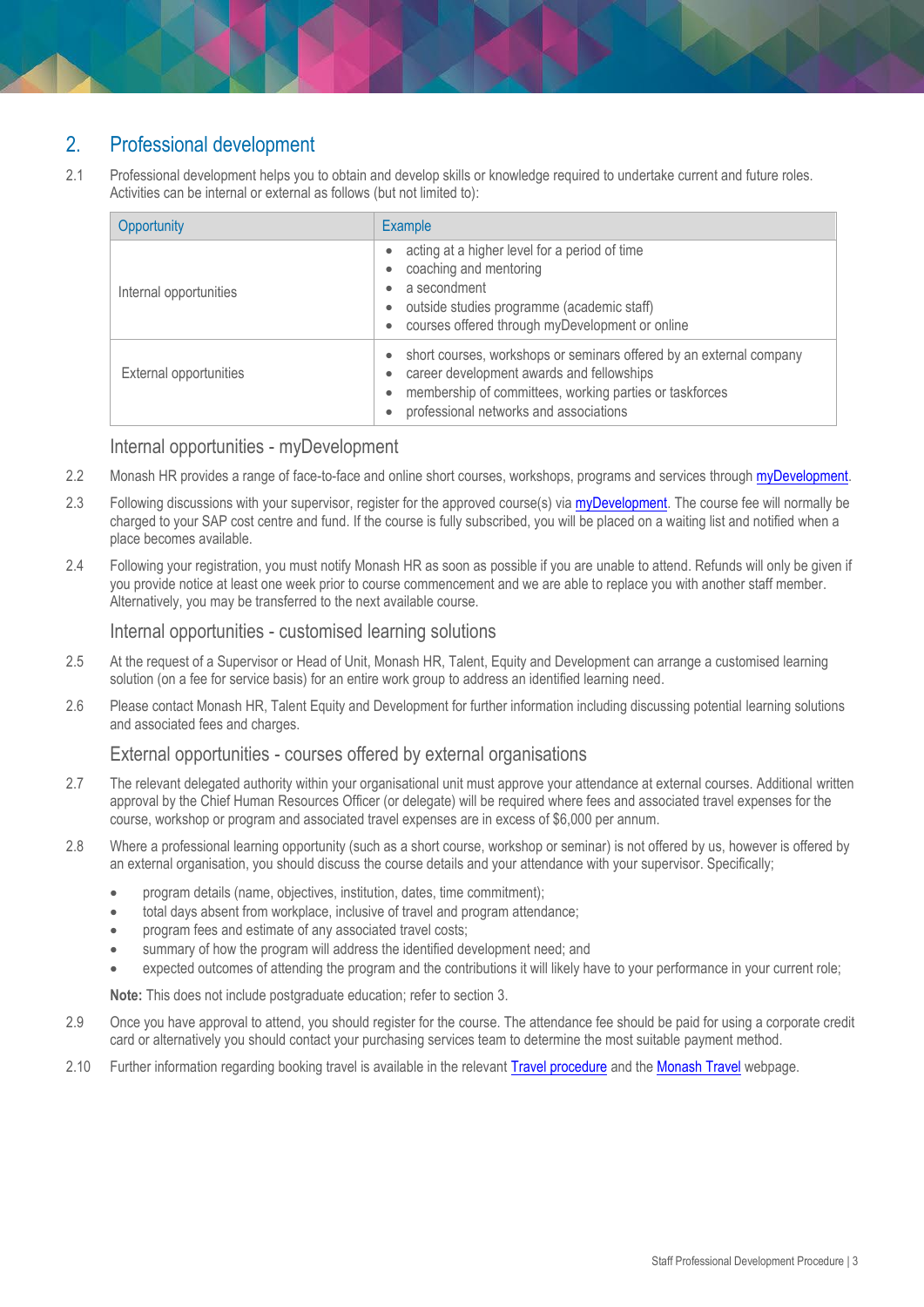## 2. Professional development

2.1 Professional development helps you to obtain and develop skills or knowledge required to undertake current and future roles. Activities can be internal or external as follows (but not limited to):

| Opportunity | Example |
|---|---|
| Internal opportunities | • acting at a higher level for a period of time<br>• coaching and mentoring<br>• a secondment<br>• outside studies programme (academic staff)<br>• courses offered through myDevelopment or online |
| External opportunities | • short courses, workshops or seminars offered by an external company<br>• career development awards and fellowships<br>• membership of committees, working parties or taskforces<br>• professional networks and associations |

### Internal opportunities - myDevelopment

2.2 Monash HR provides a range of face-to-face and online short courses, workshops, programs and services through myDevelopment.

2.3 Following discussions with your supervisor, register for the approved course(s) via myDevelopment. The course fee will normally be charged to your SAP cost centre and fund. If the course is fully subscribed, you will be placed on a waiting list and notified when a place becomes available.

2.4 Following your registration, you must notify Monash HR as soon as possible if you are unable to attend. Refunds will only be given if you provide notice at least one week prior to course commencement and we are able to replace you with another staff member. Alternatively, you may be transferred to the next available course.

### Internal opportunities - customised learning solutions

2.5 At the request of a Supervisor or Head of Unit, Monash HR, Talent, Equity and Development can arrange a customised learning solution (on a fee for service basis) for an entire work group to address an identified learning need.

2.6 Please contact Monash HR, Talent Equity and Development for further information including discussing potential learning solutions and associated fees and charges.

### External opportunities - courses offered by external organisations

2.7 The relevant delegated authority within your organisational unit must approve your attendance at external courses. Additional written approval by the Chief Human Resources Officer (or delegate) will be required where fees and associated travel expenses for the course, workshop or program and associated travel expenses are in excess of $6,000 per annum.

2.8 Where a professional learning opportunity (such as a short course, workshop or seminar) is not offered by us, however is offered by an external organisation, you should discuss the course details and your attendance with your supervisor. Specifically;

- program details (name, objectives, institution, dates, time commitment);
- total days absent from workplace, inclusive of travel and program attendance;
- program fees and estimate of any associated travel costs;
- summary of how the program will address the identified development need; and
- expected outcomes of attending the program and the contributions it will likely have to your performance in your current role;

**Note:** This does not include postgraduate education; refer to section 3.

2.9 Once you have approval to attend, you should register for the course. The attendance fee should be paid for using a corporate credit card or alternatively you should contact your purchasing services team to determine the most suitable payment method.

2.10 Further information regarding booking travel is available in the relevant Travel procedure and the Monash Travel webpage.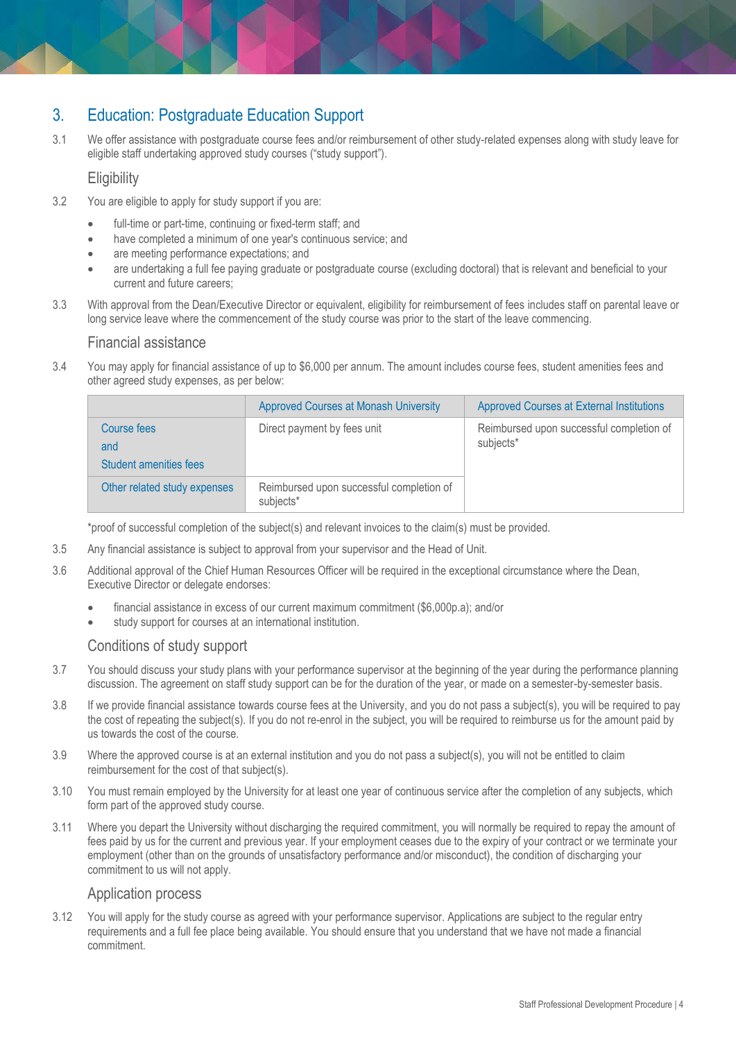## 3. Education: Postgraduate Education Support

3.1 We offer assistance with postgraduate course fees and/or reimbursement of other study-related expenses along with study leave for eligible staff undertaking approved study courses ("study support").

### Eligibility

3.2 You are eligible to apply for study support if you are:

- full-time or part-time, continuing or fixed-term staff; and
- have completed a minimum of one year's continuous service; and
- are meeting performance expectations; and
- are undertaking a full fee paying graduate or postgraduate course (excluding doctoral) that is relevant and beneficial to your current and future careers;

3.3 With approval from the Dean/Executive Director or equivalent, eligibility for reimbursement of fees includes staff on parental leave or long service leave where the commencement of the study course was prior to the start of the leave commencing.

### Financial assistance

3.4 You may apply for financial assistance of up to $6,000 per annum. The amount includes course fees, student amenities fees and other agreed study expenses, as per below:

| | Approved Courses at Monash University | Approved Courses at External Institutions |
|---|---|---|
| Course fees and Student amenities fees | Direct payment by fees unit | Reimbursed upon successful completion of subjects* |
| Other related study expenses | Reimbursed upon successful completion of subjects* | |

*proof of successful completion of the subject(s) and relevant invoices to the claim(s) must be provided.

3.5 Any financial assistance is subject to approval from your supervisor and the Head of Unit.

3.6 Additional approval of the Chief Human Resources Officer will be required in the exceptional circumstance where the Dean, Executive Director or delegate endorses:

- financial assistance in excess of our current maximum commitment ($6,000p.a); and/or
- study support for courses at an international institution.

### Conditions of study support

3.7 You should discuss your study plans with your performance supervisor at the beginning of the year during the performance planning discussion. The agreement on staff study support can be for the duration of the year, or made on a semester-by-semester basis.

3.8 If we provide financial assistance towards course fees at the University, and you do not pass a subject(s), you will be required to pay the cost of repeating the subject(s). If you do not re-enrol in the subject, you will be required to reimburse us for the amount paid by us towards the cost of the course.

3.9 Where the approved course is at an external institution and you do not pass a subject(s), you will not be entitled to claim reimbursement for the cost of that subject(s).

3.10 You must remain employed by the University for at least one year of continuous service after the completion of any subjects, which form part of the approved study course.

3.11 Where you depart the University without discharging the required commitment, you will normally be required to repay the amount of fees paid by us for the current and previous year. If your employment ceases due to the expiry of your contract or we terminate your employment (other than on the grounds of unsatisfactory performance and/or misconduct), the condition of discharging your commitment to us will not apply.

### Application process

3.12 You will apply for the study course as agreed with your performance supervisor. Applications are subject to the regular entry requirements and a full fee place being available. You should ensure that you understand that we have not made a financial commitment.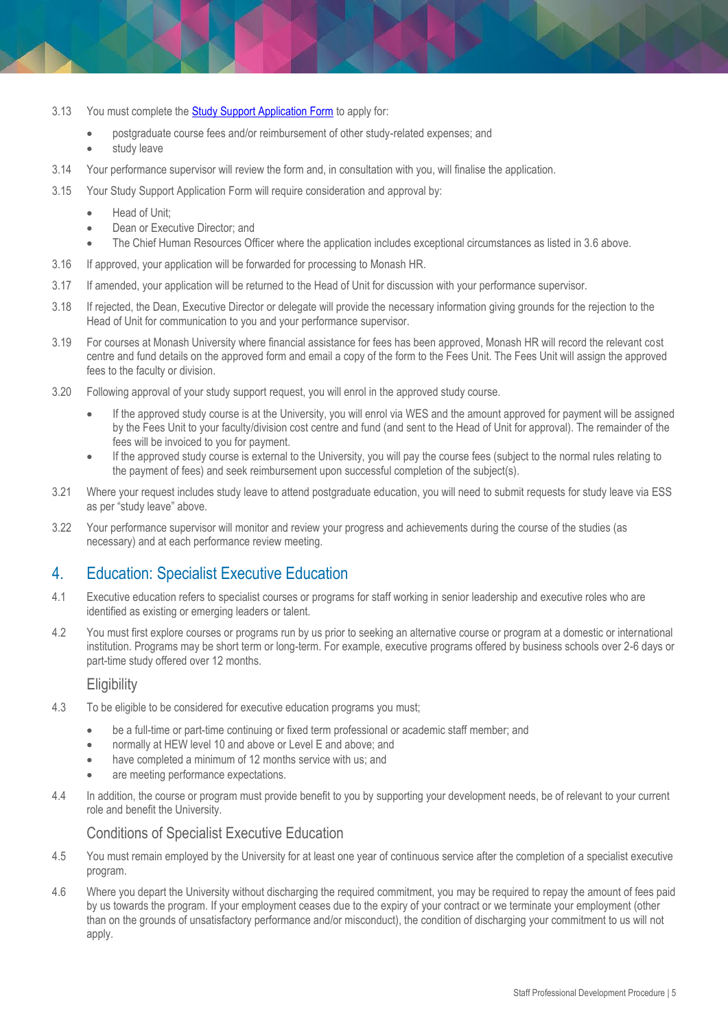3.13 You must complete the [Study Support Application Form](Study Support Application Form) to apply for:

- postgraduate course fees and/or reimbursement of other study-related expenses; and
- study leave

3.14 Your performance supervisor will review the form and, in consultation with you, will finalise the application.

3.15 Your Study Support Application Form will require consideration and approval by:

- Head of Unit;
- Dean or Executive Director; and
- The Chief Human Resources Officer where the application includes exceptional circumstances as listed in 3.6 above.

3.16 If approved, your application will be forwarded for processing to Monash HR.

3.17 If amended, your application will be returned to the Head of Unit for discussion with your performance supervisor.

3.18 If rejected, the Dean, Executive Director or delegate will provide the necessary information giving grounds for the rejection to the Head of Unit for communication to you and your performance supervisor.

3.19 For courses at Monash University where financial assistance for fees has been approved, Monash HR will record the relevant cost centre and fund details on the approved form and email a copy of the form to the Fees Unit. The Fees Unit will assign the approved fees to the faculty or division.

3.20 Following approval of your study support request, you will enrol in the approved study course.

- If the approved study course is at the University, you will enrol via WES and the amount approved for payment will be assigned by the Fees Unit to your faculty/division cost centre and fund (and sent to the Head of Unit for approval). The remainder of the fees will be invoiced to you for payment.
- If the approved study course is external to the University, you will pay the course fees (subject to the normal rules relating to the payment of fees) and seek reimbursement upon successful completion of the subject(s).

3.21 Where your request includes study leave to attend postgraduate education, you will need to submit requests for study leave via ESS as per "study leave" above.

3.22 Your performance supervisor will monitor and review your progress and achievements during the course of the studies (as necessary) and at each performance review meeting.

## 4. Education: Specialist Executive Education

4.1 Executive education refers to specialist courses or programs for staff working in senior leadership and executive roles who are identified as existing or emerging leaders or talent.

4.2 You must first explore courses or programs run by us prior to seeking an alternative course or program at a domestic or international institution. Programs may be short term or long-term. For example, executive programs offered by business schools over 2-6 days or part-time study offered over 12 months.

### Eligibility

4.3 To be eligible to be considered for executive education programs you must;

- be a full-time or part-time continuing or fixed term professional or academic staff member; and
- normally at HEW level 10 and above or Level E and above; and
- have completed a minimum of 12 months service with us; and
- are meeting performance expectations.

4.4 In addition, the course or program must provide benefit to you by supporting your development needs, be of relevant to your current role and benefit the University.

### Conditions of Specialist Executive Education

4.5 You must remain employed by the University for at least one year of continuous service after the completion of a specialist executive program.

4.6 Where you depart the University without discharging the required commitment, you may be required to repay the amount of fees paid by us towards the program. If your employment ceases due to the expiry of your contract or we terminate your employment (other than on the grounds of unsatisfactory performance and/or misconduct), the condition of discharging your commitment to us will not apply.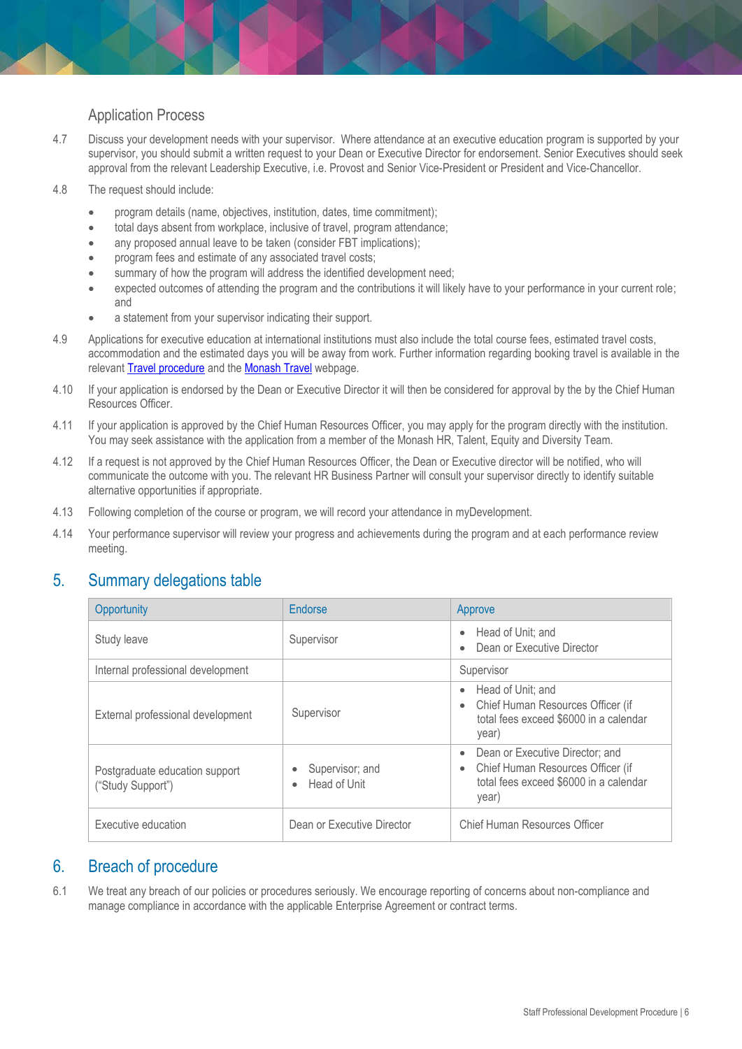### Application Process

4.7 Discuss your development needs with your supervisor. Where attendance at an executive education program is supported by your supervisor, you should submit a written request to your Dean or Executive Director for endorsement. Senior Executives should seek approval from the relevant Leadership Executive, i.e. Provost and Senior Vice-President or President and Vice-Chancellor.

4.8 The request should include:

- program details (name, objectives, institution, dates, time commitment);
- total days absent from workplace, inclusive of travel, program attendance;
- any proposed annual leave to be taken (consider FBT implications);
- program fees and estimate of any associated travel costs;
- summary of how the program will address the identified development need;
- expected outcomes of attending the program and the contributions it will likely have to your performance in your current role; and
- a statement from your supervisor indicating their support.

4.9 Applications for executive education at international institutions must also include the total course fees, estimated travel costs, accommodation and the estimated days you will be away from work. Further information regarding booking travel is available in the relevant [Travel procedure] and the [Monash Travel] webpage.

4.10 If your application is endorsed by the Dean or Executive Director it will then be considered for approval by the by the Chief Human Resources Officer.

4.11 If your application is approved by the Chief Human Resources Officer, you may apply for the program directly with the institution. You may seek assistance with the application from a member of the Monash HR, Talent, Equity and Diversity Team.

4.12 If a request is not approved by the Chief Human Resources Officer, the Dean or Executive director will be notified, who will communicate the outcome with you. The relevant HR Business Partner will consult your supervisor directly to identify suitable alternative opportunities if appropriate.

4.13 Following completion of the course or program, we will record your attendance in myDevelopment.

4.14 Your performance supervisor will review your progress and achievements during the program and at each performance review meeting.

## 5. Summary delegations table

| Opportunity | Endorse | Approve |
|---|---|---|
| Study leave | Supervisor | • Head of Unit; and<br>• Dean or Executive Director |
| Internal professional development | | Supervisor |
| External professional development | Supervisor | • Head of Unit; and<br>• Chief Human Resources Officer (if total fees exceed $6000 in a calendar year) |
| Postgraduate education support ("Study Support") | • Supervisor; and<br>• Head of Unit | • Dean or Executive Director; and<br>• Chief Human Resources Officer (if total fees exceed $6000 in a calendar year) |
| Executive education | Dean or Executive Director | Chief Human Resources Officer |

## 6. Breach of procedure

6.1 We treat any breach of our policies or procedures seriously. We encourage reporting of concerns about non-compliance and manage compliance in accordance with the applicable Enterprise Agreement or contract terms.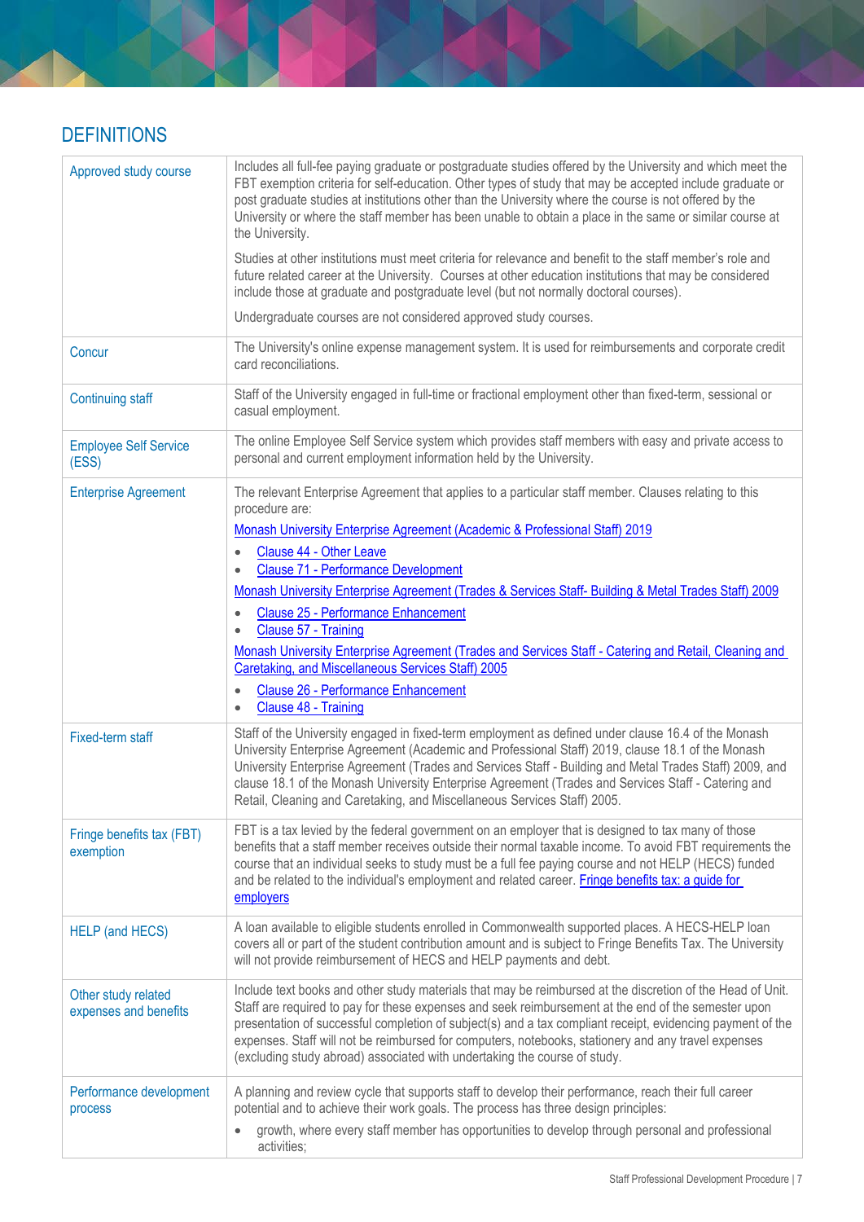## DEFINITIONS

| | |
|---|---|
| Approved study course | Includes all full-fee paying graduate or postgraduate studies offered by the University and which meet the FBT exemption criteria for self-education. Other types of study that may be accepted include graduate or post graduate studies at institutions other than the University where the course is not offered by the University or where the staff member has been unable to obtain a place in the same or similar course at the University.<br><br>Studies at other institutions must meet criteria for relevance and benefit to the staff member's role and future related career at the University. Courses at other education institutions that may be considered include those at graduate and postgraduate level (but not normally doctoral courses).<br><br>Undergraduate courses are not considered approved study courses. |
| Concur | The University's online expense management system. It is used for reimbursements and corporate credit card reconciliations. |
| Continuing staff | Staff of the University engaged in full-time or fractional employment other than fixed-term, sessional or casual employment. |
| Employee Self Service (ESS) | The online Employee Self Service system which provides staff members with easy and private access to personal and current employment information held by the University. |
| Enterprise Agreement | The relevant Enterprise Agreement that applies to a particular staff member. Clauses relating to this procedure are:<br>Monash University Enterprise Agreement (Academic & Professional Staff) 2019<br>• Clause 44 - Other Leave<br>• Clause 71 - Performance Development<br>Monash University Enterprise Agreement (Trades & Services Staff- Building & Metal Trades Staff) 2009<br>• Clause 25 - Performance Enhancement<br>• Clause 57 - Training<br>Monash University Enterprise Agreement (Trades and Services Staff - Catering and Retail, Cleaning and Caretaking, and Miscellaneous Services Staff) 2005<br>• Clause 26 - Performance Enhancement<br>• Clause 48 - Training |
| Fixed-term staff | Staff of the University engaged in fixed-term employment as defined under clause 16.4 of the Monash University Enterprise Agreement (Academic and Professional Staff) 2019, clause 18.1 of the Monash University Enterprise Agreement (Trades and Services Staff - Building and Metal Trades Staff) 2009, and clause 18.1 of the Monash University Enterprise Agreement (Trades and Services Staff - Catering and Retail, Cleaning and Caretaking, and Miscellaneous Services Staff) 2005. |
| Fringe benefits tax (FBT) exemption | FBT is a tax levied by the federal government on an employer that is designed to tax many of those benefits that a staff member receives outside their normal taxable income. To avoid FBT requirements the course that an individual seeks to study must be a full fee paying course and not HELP (HECS) funded and be related to the individual's employment and related career. Fringe benefits tax: a guide for employers |
| HELP (and HECS) | A loan available to eligible students enrolled in Commonwealth supported places. A HECS-HELP loan covers all or part of the student contribution amount and is subject to Fringe Benefits Tax. The University will not provide reimbursement of HECS and HELP payments and debt. |
| Other study related expenses and benefits | Include text books and other study materials that may be reimbursed at the discretion of the Head of Unit. Staff are required to pay for these expenses and seek reimbursement at the end of the semester upon presentation of successful completion of subject(s) and a tax compliant receipt, evidencing payment of the expenses. Staff will not be reimbursed for computers, notebooks, stationery and any travel expenses (excluding study abroad) associated with undertaking the course of study. |
| Performance development process | A planning and review cycle that supports staff to develop their performance, reach their full career potential and to achieve their work goals. The process has three design principles:<br>• growth, where every staff member has opportunities to develop through personal and professional activities; |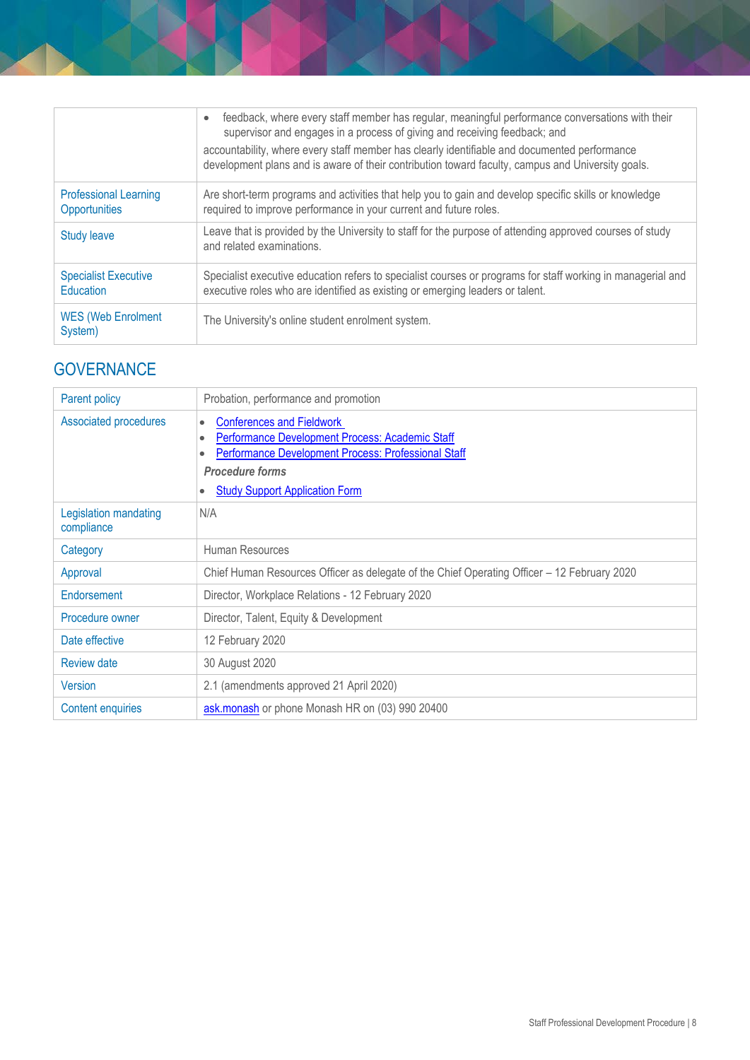| | |
|---|---|
| | • feedback, where every staff member has regular, meaningful performance conversations with their supervisor and engages in a process of giving and receiving feedback; and<br>accountability, where every staff member has clearly identifiable and documented performance development plans and is aware of their contribution toward faculty, campus and University goals. |
| Professional Learning Opportunities | Are short-term programs and activities that help you to gain and develop specific skills or knowledge required to improve performance in your current and future roles. |
| Study leave | Leave that is provided by the University to staff for the purpose of attending approved courses of study and related examinations. |
| Specialist Executive Education | Specialist executive education refers to specialist courses or programs for staff working in managerial and executive roles who are identified as existing or emerging leaders or talent. |
| WES (Web Enrolment System) | The University's online student enrolment system. |

## GOVERNANCE

| | |
|---|---|
| Parent policy | Probation, performance and promotion |
| Associated procedures | • Conferences and Fieldwork<br>• Performance Development Process: Academic Staff<br>• Performance Development Process: Professional Staff<br>***Procedure forms***<br>• Study Support Application Form |
| Legislation mandating compliance | N/A |
| Category | Human Resources |
| Approval | Chief Human Resources Officer as delegate of the Chief Operating Officer – 12 February 2020 |
| Endorsement | Director, Workplace Relations - 12 February 2020 |
| Procedure owner | Director, Talent, Equity & Development |
| Date effective | 12 February 2020 |
| Review date | 30 August 2020 |
| Version | 2.1 (amendments approved 21 April 2020) |
| Content enquiries | ask.monash or phone Monash HR on (03) 990 20400 |